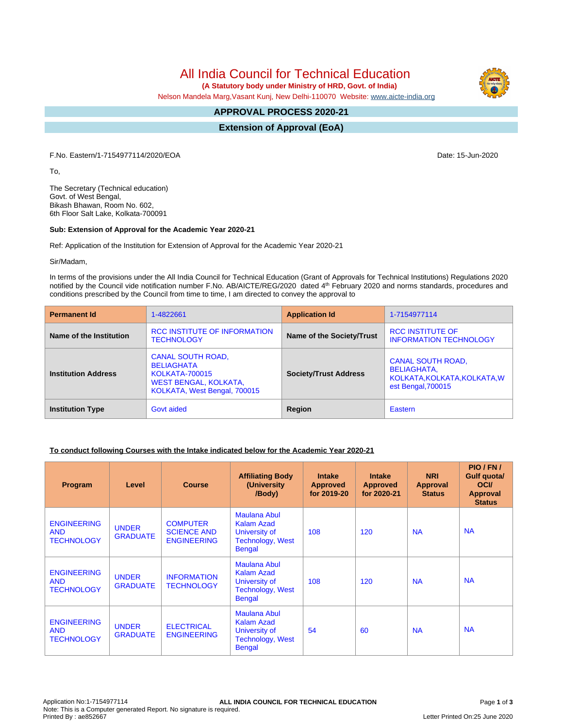# All India Council for Technical Education

**(A Statutory body under Ministry of HRD, Govt. of India)**

Nelson Mandela Marg,Vasant Kunj, New Delhi-110070 Website: www.aicte-india.org

## APPROVAL PROCESS 2020-21

## Extension of Approval (EoA)

F.No. Eastern/1-7154977114/2020/EOA

Date: 15-Jun-2020

To,

The Secretary (Technical education)
Govt. of West Bengal,
Bikash Bhawan, Room No. 602,
6th Floor Salt Lake, Kolkata-700091

**Sub: Extension of Approval for the Academic Year 2020-21**

Ref: Application of the Institution for Extension of Approval for the Academic Year 2020-21

Sir/Madam,

In terms of the provisions under the All India Council for Technical Education (Grant of Approvals for Technical Institutions) Regulations 2020 notified by the Council vide notification number F.No. AB/AICTE/REG/2020 dated 4th February 2020 and norms standards, procedures and conditions prescribed by the Council from time to time, I am directed to convey the approval to

| **Permanent Id** | 1-4822661 | **Application Id** | 1-7154977114 |
|---|---|---|---|
| **Name of the Institution** | RCC INSTITUTE OF INFORMATION TECHNOLOGY | **Name of the Society/Trust** | RCC INSTITUTE OF INFORMATION TECHNOLOGY |
| **Institution Address** | CANAL SOUTH ROAD, BELIAGHATA KOLKATA-700015 WEST BENGAL, KOLKATA, KOLKATA, West Bengal, 700015 | **Society/Trust Address** | CANAL SOUTH ROAD, BELIAGHATA, KOLKATA,KOLKATA,KOLKATA,West Bengal,700015 |
| **Institution Type** | Govt aided | **Region** | Eastern |

**To conduct following Courses with the Intake indicated below for the Academic Year 2020-21**

| Program | Level | Course | Affiliating Body (University /Body) | Intake Approved for 2019-20 | Intake Approved for 2020-21 | NRI Approval Status | PIO / FN / Gulf quota/ OCI/ Approval Status |
|---|---|---|---|---|---|---|---|
| ENGINEERING AND TECHNOLOGY | UNDER GRADUATE | COMPUTER SCIENCE AND ENGINEERING | Maulana Abul Kalam Azad University of Technology, West Bengal | 108 | 120 | NA | NA |
| ENGINEERING AND TECHNOLOGY | UNDER GRADUATE | INFORMATION TECHNOLOGY | Maulana Abul Kalam Azad University of Technology, West Bengal | 108 | 120 | NA | NA |
| ENGINEERING AND TECHNOLOGY | UNDER GRADUATE | ELECTRICAL ENGINEERING | Maulana Abul Kalam Azad University of Technology, West Bengal | 54 | 60 | NA | NA |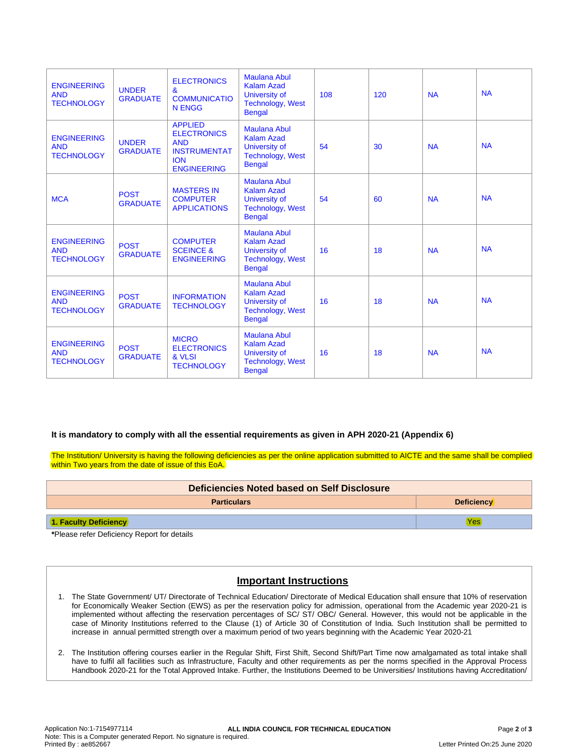| | | | | | | | |
|---|---|---|---|---|---|---|---|
| ENGINEERING AND TECHNOLOGY | UNDER GRADUATE | ELECTRONICS & COMMUNICATION ENGG | Maulana Abul Kalam Azad University of Technology, West Bengal | 108 | 120 | NA | NA |
| ENGINEERING AND TECHNOLOGY | UNDER GRADUATE | APPLIED ELECTRONICS AND INSTRUMENTATION ENGINEERING | Maulana Abul Kalam Azad University of Technology, West Bengal | 54 | 30 | NA | NA |
| MCA | POST GRADUATE | MASTERS IN COMPUTER APPLICATIONS | Maulana Abul Kalam Azad University of Technology, West Bengal | 54 | 60 | NA | NA |
| ENGINEERING AND TECHNOLOGY | POST GRADUATE | COMPUTER SCEINCE & ENGINEERING | Maulana Abul Kalam Azad University of Technology, West Bengal | 16 | 18 | NA | NA |
| ENGINEERING AND TECHNOLOGY | POST GRADUATE | INFORMATION TECHNOLOGY | Maulana Abul Kalam Azad University of Technology, West Bengal | 16 | 18 | NA | NA |
| ENGINEERING AND TECHNOLOGY | POST GRADUATE | MICRO ELECTRONICS & VLSI TECHNOLOGY | Maulana Abul Kalam Azad University of Technology, West Bengal | 16 | 18 | NA | NA |

**It is mandatory to comply with all the essential requirements as given in APH 2020-21 (Appendix 6)**

The Institution/ University is having the following deficiencies as per the online application submitted to AICTE and the same shall be complied within Two years from the date of issue of this EoA.

| Deficiencies Noted based on Self Disclosure | |
|---|---|
| **Particulars** | **Deficiency** |
| **1. Faculty Deficiency** | Yes |

***Please refer Deficiency Report for details**

## Important Instructions

1. The State Government/ UT/ Directorate of Technical Education/ Directorate of Medical Education shall ensure that 10% of reservation for Economically Weaker Section (EWS) as per the reservation policy for admission, operational from the Academic year 2020-21 is implemented without affecting the reservation percentages of SC/ ST/ OBC/ General. However, this would not be applicable in the case of Minority Institutions referred to the Clause (1) of Article 30 of Constitution of India. Such Institution shall be permitted to increase in annual permitted strength over a maximum period of two years beginning with the Academic Year 2020-21

2. The Institution offering courses earlier in the Regular Shift, First Shift, Second Shift/Part Time now amalgamated as total intake shall have to fulfil all facilities such as Infrastructure, Faculty and other requirements as per the norms specified in the Approval Process Handbook 2020-21 for the Total Approved Intake. Further, the Institutions Deemed to be Universities/ Institutions having Accreditation/

Application No:1-7154977114 **ALL INDIA COUNCIL FOR TECHNICAL EDUCATION**
Note: This is a Computer generated Report. No signature is required.
Printed By : ae852667 Letter Printed On:25 June 2020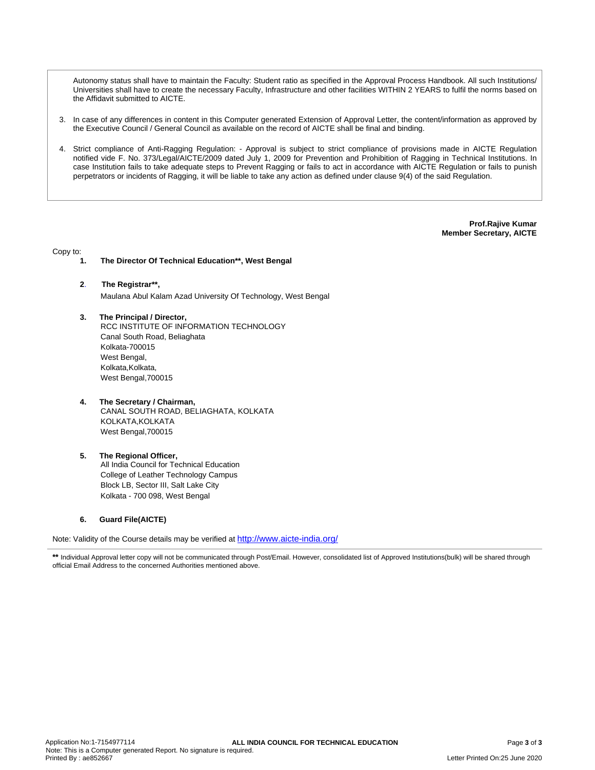Autonomy status shall have to maintain the Faculty: Student ratio as specified in the Approval Process Handbook. All such Institutions/ Universities shall have to create the necessary Faculty, Infrastructure and other facilities WITHIN 2 YEARS to fulfil the norms based on the Affidavit submitted to AICTE.

3. In case of any differences in content in this Computer generated Extension of Approval Letter, the content/information as approved by the Executive Council / General Council as available on the record of AICTE shall be final and binding.

4. Strict compliance of Anti-Ragging Regulation: - Approval is subject to strict compliance of provisions made in AICTE Regulation notified vide F. No. 373/Legal/AICTE/2009 dated July 1, 2009 for Prevention and Prohibition of Ragging in Technical Institutions. In case Institution fails to take adequate steps to Prevent Ragging or fails to act in accordance with AICTE Regulation or fails to punish perpetrators or incidents of Ragging, it will be liable to take any action as defined under clause 9(4) of the said Regulation.

**Prof.Rajive Kumar**
**Member Secretary, AICTE**

Copy to:

1. **The Director Of Technical Education**, West Bengal**

2. **The Registrar**,**
   Maulana Abul Kalam Azad University Of Technology, West Bengal

3. **The Principal / Director,**
   RCC INSTITUTE OF INFORMATION TECHNOLOGY
   Canal South Road, Beliaghata
   Kolkata-700015
   West Bengal,
   Kolkata,Kolkata,
   West Bengal,700015

4. **The Secretary / Chairman,**
   CANAL SOUTH ROAD, BELIAGHATA, KOLKATA
   KOLKATA,KOLKATA
   West Bengal,700015

5. **The Regional Officer,**
   All India Council for Technical Education
   College of Leather Technology Campus
   Block LB, Sector III, Salt Lake City
   Kolkata - 700 098, West Bengal

6. **Guard File(AICTE)**

Note: Validity of the Course details may be verified at http://www.aicte-india.org/

**** Individual Approval letter copy will not be communicated through Post/Email. However, consolidated list of Approved Institutions(bulk) will be shared through official Email Address to the concerned Authorities mentioned above.

Application No:1-7154977114
Note: This is a Computer generated Report. No signature is required.
Printed By : ae852667

Letter Printed On:25 June 2020